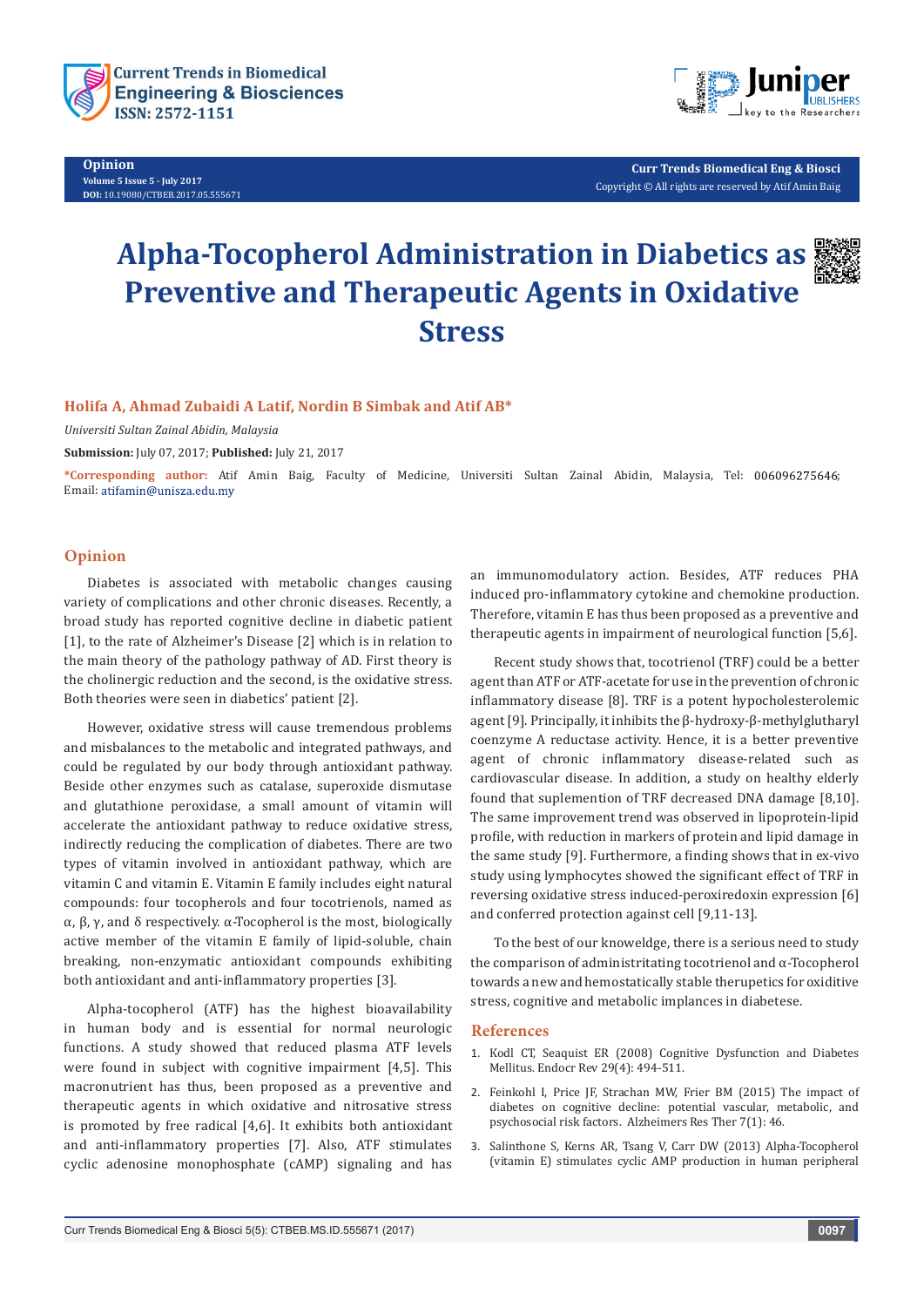**Opinion**
**Volume 5 Issue 5 - July 2017**
**DOI:** 10.19080/CTBEB.2017.05.555671

**Curr Trends Biomedical Eng & Biosci**
Copyright © All rights are reserved by Atif Amin Baig

# Alpha-Tocopherol Administration in Diabetics as Preventive and Therapeutic Agents in Oxidative Stress

**Holifa A, Ahmad Zubaidi A Latif, Nordin B Simbak and Atif AB***

*Universiti Sultan Zainal Abidin, Malaysia*

**Submission:** July 07, 2017; **Published:** July 21, 2017

***Corresponding author:** Atif Amin Baig, Faculty of Medicine, Universiti Sultan Zainal Abidin, Malaysia, Tel: 006096275646; Email: atifamin@unisza.edu.my

## Opinion

Diabetes is associated with metabolic changes causing variety of complications and other chronic diseases. Recently, a broad study has reported cognitive decline in diabetic patient [1], to the rate of Alzheimer's Disease [2] which is in relation to the main theory of the pathology pathway of AD. First theory is the cholinergic reduction and the second, is the oxidative stress. Both theories were seen in diabetics' patient [2].

However, oxidative stress will cause tremendous problems and misbalances to the metabolic and integrated pathways, and could be regulated by our body through antioxidant pathway. Beside other enzymes such as catalase, superoxide dismutase and glutathione peroxidase, a small amount of vitamin will accelerate the antioxidant pathway to reduce oxidative stress, indirectly reducing the complication of diabetes. There are two types of vitamin involved in antioxidant pathway, which are vitamin C and vitamin E. Vitamin E family includes eight natural compounds: four tocopherols and four tocotrienols, named as α, β, γ, and δ respectively. α-Tocopherol is the most, biologically active member of the vitamin E family of lipid-soluble, chain breaking, non-enzymatic antioxidant compounds exhibiting both antioxidant and anti-inflammatory properties [3].

Alpha-tocopherol (ATF) has the highest bioavailability in human body and is essential for normal neurologic functions. A study showed that reduced plasma ATF levels were found in subject with cognitive impairment [4,5]. This macronutrient has thus, been proposed as a preventive and therapeutic agents in which oxidative and nitrosative stress is promoted by free radical [4,6]. It exhibits both antioxidant and anti-inflammatory properties [7]. Also, ATF stimulates cyclic adenosine monophosphate (cAMP) signaling and has an immunomodulatory action. Besides, ATF reduces PHA induced pro-inflammatory cytokine and chemokine production. Therefore, vitamin E has thus been proposed as a preventive and therapeutic agents in impairment of neurological function [5,6].

Recent study shows that, tocotrienol (TRF) could be a better agent than ATF or ATF-acetate for use in the prevention of chronic inflammatory disease [8]. TRF is a potent hypocholesterolemic agent [9]. Principally, it inhibits the β-hydroxy-β-methylgluthatyl coenzyme A reductase activity. Hence, it is a better preventive agent of chronic inflammatory disease-related such as cardiovascular disease. In addition, a study on healthy elderly found that suplemention of TRF decreased DNA damage [8,10]. The same improvement trend was observed in lipoprotein-lipid profile, with reduction in markers of protein and lipid damage in the same study [9]. Furthermore, a finding shows that in ex-vivo study using lymphocytes showed the significant effect of TRF in reversing oxidative stress induced-peroxiredoxin expression [6] and conferred protection against cell [9,11-13].

To the best of our knoweldge, there is a serious need to study the comparison of administritating tocotrienol and α-Tocopherol towards a new and hemostatically stable therupetics for oxiditive stress, cognitive and metabolic implances in diabetese.

## References

1. Kodl CT, Seaquist ER (2008) Cognitive Dysfunction and Diabetes Mellitus. Endocr Rev 29(4): 494-511.
2. Feinkohl I, Price JF, Strachan MW, Frier BM (2015) The impact of diabetes on cognitive decline: potential vascular, metabolic, and psychosocial risk factors. Alzheimers Res Ther 7(1): 46.
3. Salinthone S, Kerns AR, Tsang V, Carr DW (2013) Alpha-Tocopherol (vitamin E) stimulates cyclic AMP production in human peripheral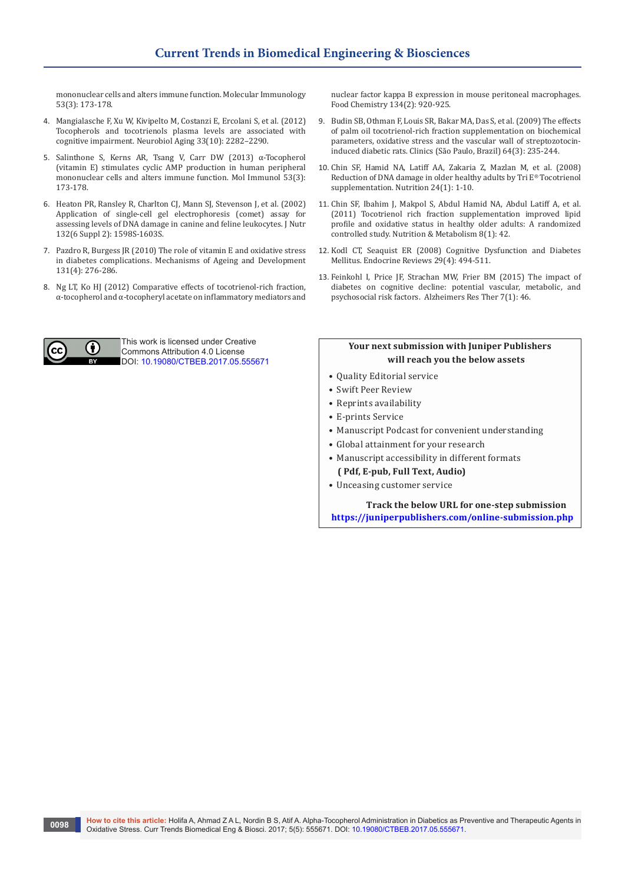mononuclear cells and alters immune function. Molecular Immunology 53(3): 173-178.

4. Mangialasche F, Xu W, Kivipelto M, Costanzi E, Ercolani S, et al. (2012) Tocopherols and tocotrienols plasma levels are associated with cognitive impairment. Neurobiol Aging 33(10): 2282–2290.
5. Salinthone S, Kerns AR, Tsang V, Carr DW (2013) α-Tocopherol (vitamin E) stimulates cyclic AMP production in human peripheral mononuclear cells and alters immune function. Mol Immunol 53(3): 173-178.
6. Heaton PR, Ransley R, Charlton CJ, Mann SJ, Stevenson J, et al. (2002) Application of single-cell gel electrophoresis (comet) assay for assessing levels of DNA damage in canine and feline leukocytes. J Nutr 132(6 Suppl 2): 1598S-1603S.
7. Pazdro R, Burgess JR (2010) The role of vitamin E and oxidative stress in diabetes complications. Mechanisms of Ageing and Development 131(4): 276-286.
8. Ng LT, Ko HJ (2012) Comparative effects of tocotrienol-rich fraction, α-tocopherol and α-tocopheryl acetate on inflammatory mediators and nuclear factor kappa B expression in mouse peritoneal macrophages. Food Chemistry 134(2): 920-925.
9. Budin SB, Othman F, Louis SR, Bakar MA, Das S, et al. (2009) The effects of palm oil tocotrienol-rich fraction supplementation on biochemical parameters, oxidative stress and the vascular wall of streptozotocin-induced diabetic rats. Clinics (São Paulo, Brazil) 64(3): 235-244.
10. Chin SF, Hamid NA, Latiff AA, Zakaria Z, Mazlan M, et al. (2008) Reduction of DNA damage in older healthy adults by Tri E® Tocotrienol supplementation. Nutrition 24(1): 1-10.
11. Chin SF, Ibahim J, Makpol S, Abdul Hamid NA, Abdul Latiff A, et al. (2011) Tocotrienol rich fraction supplementation improved lipid profile and oxidative status in healthy older adults: A randomized controlled study. Nutrition & Metabolism 8(1): 42.
12. Kodl CT, Seaquist ER (2008) Cognitive Dysfunction and Diabetes Mellitus. Endocrine Reviews 29(4): 494-511.
13. Feinkohl I, Price JF, Strachan MW, Frier BM (2015) The impact of diabetes on cognitive decline: potential vascular, metabolic, and psychosocial risk factors. Alzheimers Res Ther 7(1): 46.

This work is licensed under Creative Commons Attribution 4.0 License
DOI: 10.19080/CTBEB.2017.05.555671

**Your next submission with Juniper Publishers will reach you the below assets**

- Quality Editorial service
- Swift Peer Review
- Reprints availability
- E-prints Service
- Manuscript Podcast for convenient understanding
- Global attainment for your research
- Manuscript accessibility in different formats
  **( Pdf, E-pub, Full Text, Audio)**
- Unceasing customer service

**Track the below URL for one-step submission**
**https://juniperpublishers.com/online-submission.php**

**How to cite this article:** Holifa A, Ahmad Z A L, Nordin B S, Atif A. Alpha-Tocopherol Administration in Diabetics as Preventive and Therapeutic Agents in Oxidative Stress. Curr Trends Biomedical Eng & Biosci. 2017; 5(5): 555671. DOI: 10.19080/CTBEB.2017.05.555671.